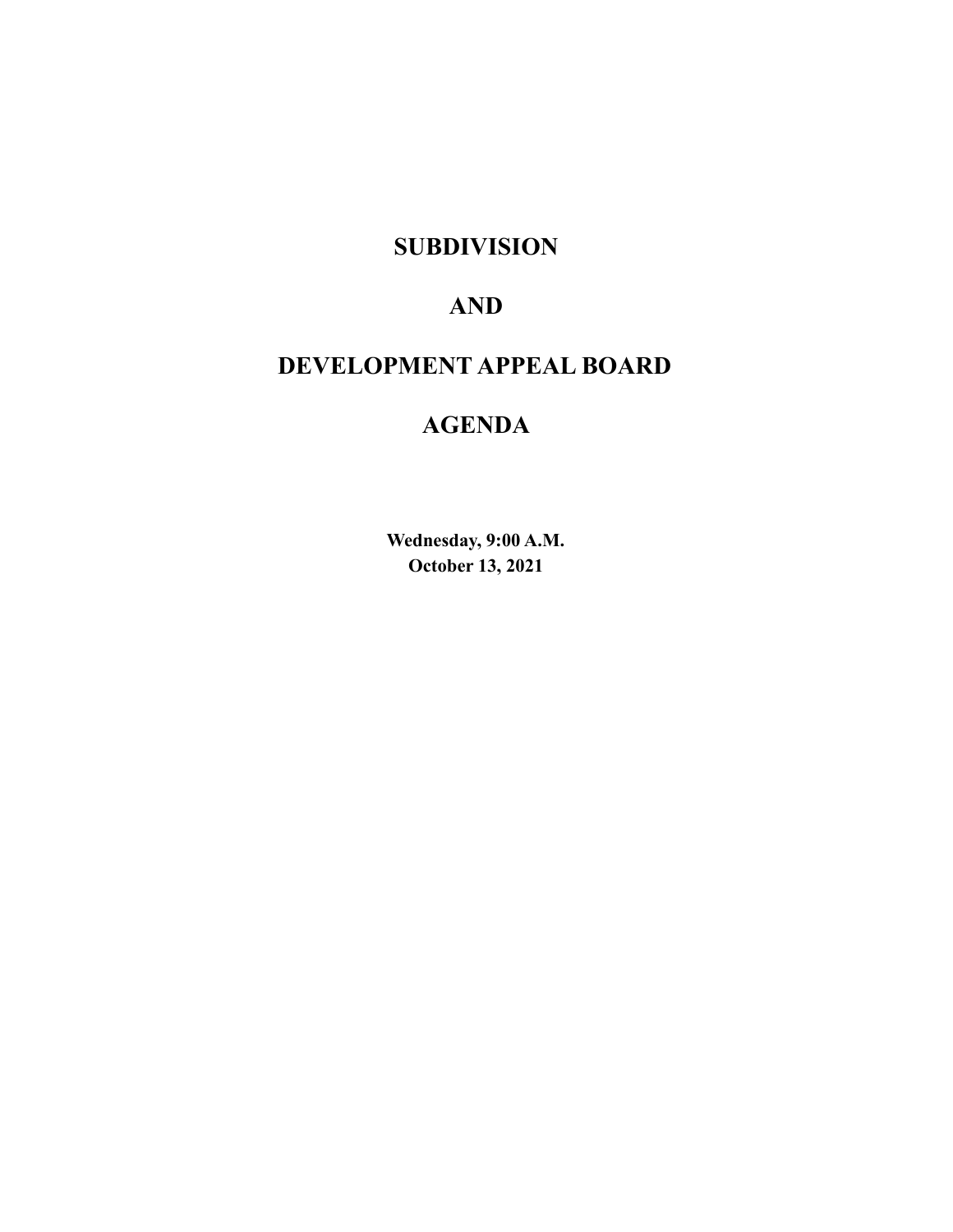# SUBDIVISION

# AND

# DEVELOPMENT APPEAL BOARD

# AGENDA

**Wednesday, 9:00 A.M.**
**October 13, 2021**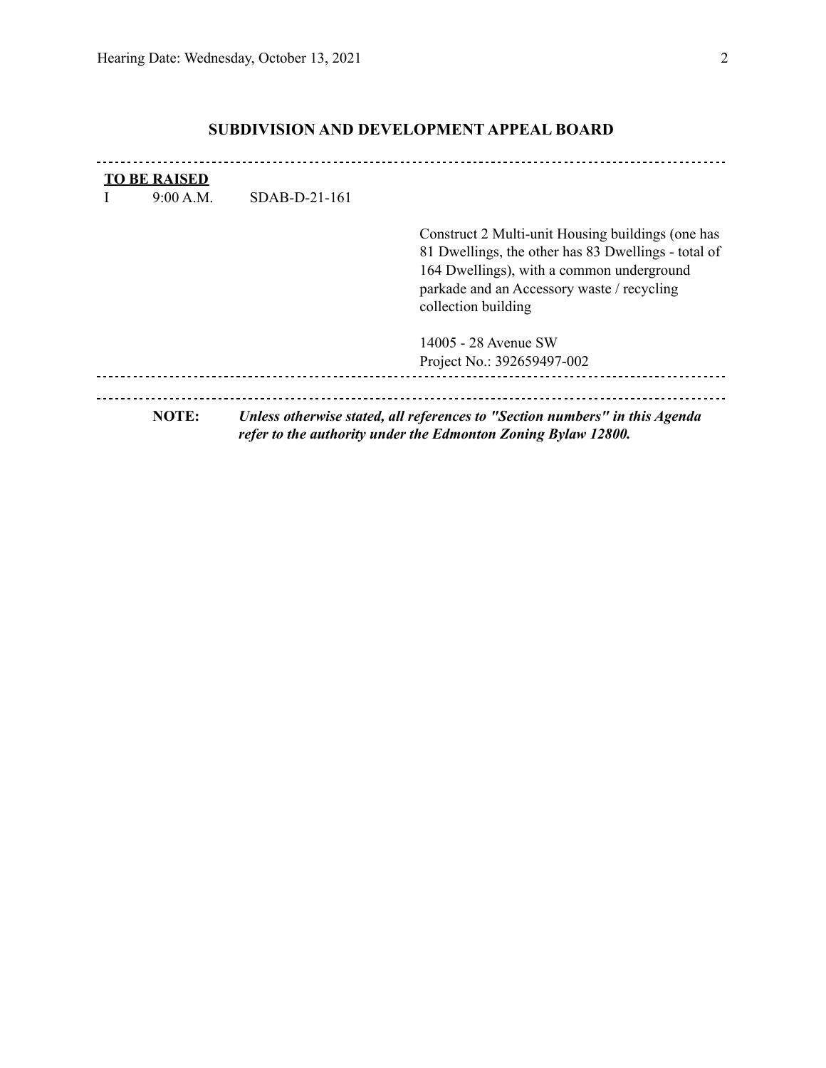## SUBDIVISION AND DEVELOPMENT APPEAL BOARD

---

**TO BE RAISED**

I 9:00 A.M. SDAB-D-21-161

Construct 2 Multi-unit Housing buildings (one has 81 Dwellings, the other has 83 Dwellings - total of 164 Dwellings), with a common underground parkade and an Accessory waste / recycling collection building

14005 - 28 Avenue SW
Project No.: 392659497-002

---

---

**NOTE:** ***Unless otherwise stated, all references to "Section numbers" in this Agenda refer to the authority under the Edmonton Zoning Bylaw 12800.***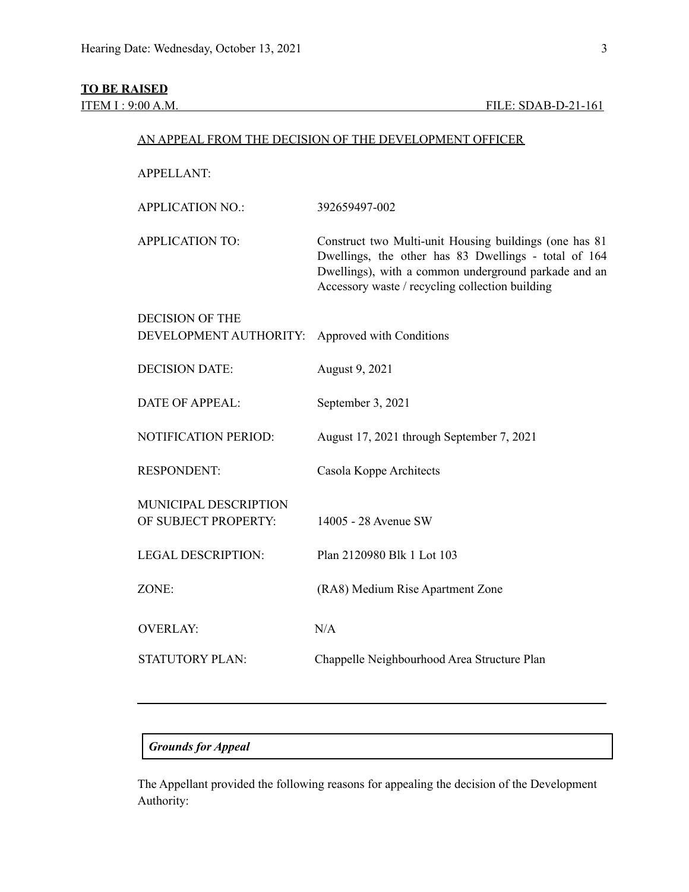**TO BE RAISED**

ITEM I : 9:00 A.M. FILE: SDAB-D-21-161

AN APPEAL FROM THE DECISION OF THE DEVELOPMENT OFFICER

| | |
|---|---|
| APPELLANT: | |
| APPLICATION NO.: | 392659497-002 |
| APPLICATION TO: | Construct two Multi-unit Housing buildings (one has 81 Dwellings, the other has 83 Dwellings - total of 164 Dwellings), with a common underground parkade and an Accessory waste / recycling collection building |
| DECISION OF THE DEVELOPMENT AUTHORITY: | Approved with Conditions |
| DECISION DATE: | August 9, 2021 |
| DATE OF APPEAL: | September 3, 2021 |
| NOTIFICATION PERIOD: | August 17, 2021 through September 7, 2021 |
| RESPONDENT: | Casola Koppe Architects |
| MUNICIPAL DESCRIPTION OF SUBJECT PROPERTY: | 14005 - 28 Avenue SW |
| LEGAL DESCRIPTION: | Plan 2120980 Blk 1 Lot 103 |
| ZONE: | (RA8) Medium Rise Apartment Zone |
| OVERLAY: | N/A |
| STATUTORY PLAN: | Chappelle Neighbourhood Area Structure Plan |

---

***Grounds for Appeal***

The Appellant provided the following reasons for appealing the decision of the Development Authority: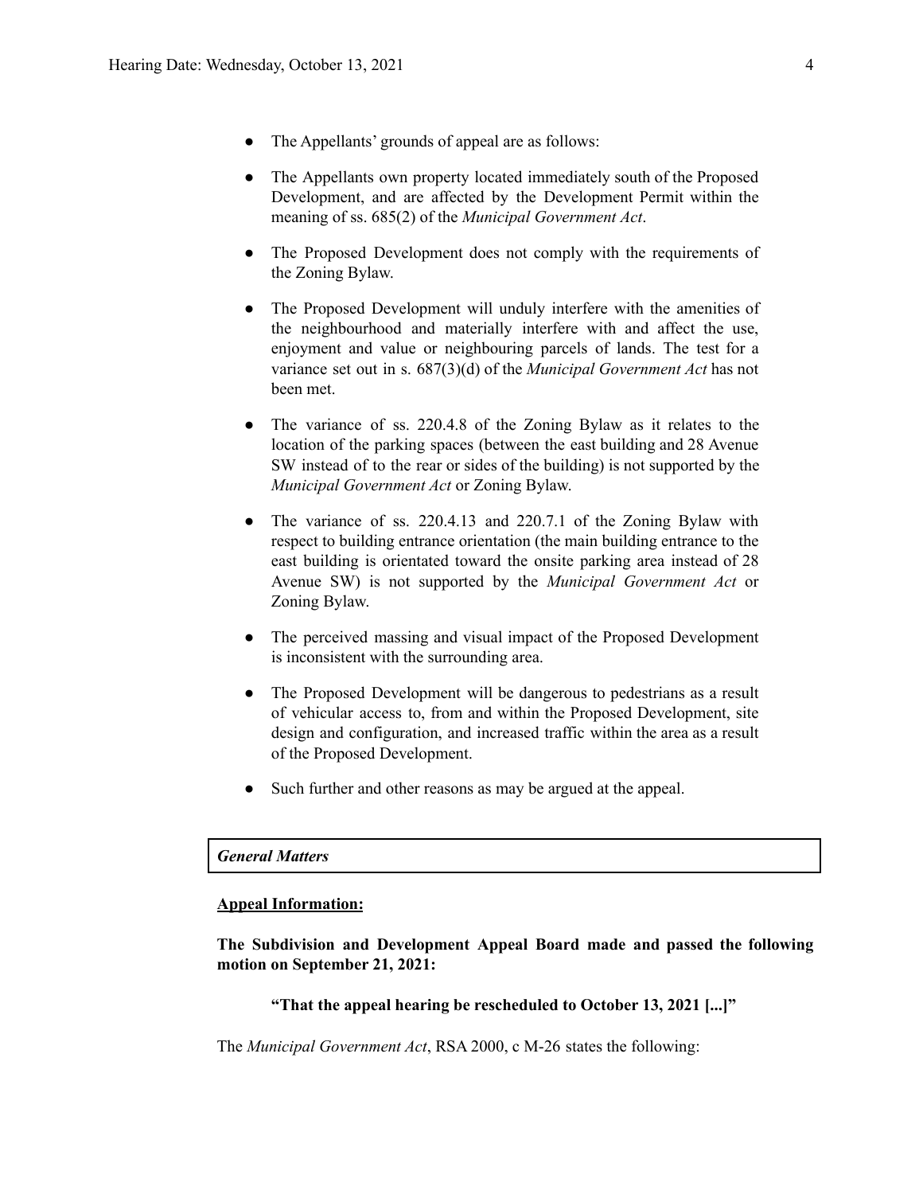- The Appellants' grounds of appeal are as follows:

- The Appellants own property located immediately south of the Proposed Development, and are affected by the Development Permit within the meaning of ss. 685(2) of the *Municipal Government Act*.

- The Proposed Development does not comply with the requirements of the Zoning Bylaw.

- The Proposed Development will unduly interfere with the amenities of the neighbourhood and materially interfere with and affect the use, enjoyment and value or neighbouring parcels of lands. The test for a variance set out in s. 687(3)(d) of the *Municipal Government Act* has not been met.

- The variance of ss. 220.4.8 of the Zoning Bylaw as it relates to the location of the parking spaces (between the east building and 28 Avenue SW instead of to the rear or sides of the building) is not supported by the *Municipal Government Act* or Zoning Bylaw.

- The variance of ss. 220.4.13 and 220.7.1 of the Zoning Bylaw with respect to building entrance orientation (the main building entrance to the east building is orientated toward the onsite parking area instead of 28 Avenue SW) is not supported by the *Municipal Government Act* or Zoning Bylaw.

- The perceived massing and visual impact of the Proposed Development is inconsistent with the surrounding area.

- The Proposed Development will be dangerous to pedestrians as a result of vehicular access to, from and within the Proposed Development, site design and configuration, and increased traffic within the area as a result of the Proposed Development.

- Such further and other reasons as may be argued at the appeal.

***General Matters***

**Appeal Information:**

**The Subdivision and Development Appeal Board made and passed the following motion on September 21, 2021:**

**"That the appeal hearing be rescheduled to October 13, 2021 [...]"**

The *Municipal Government Act*, RSA 2000, c M-26 states the following: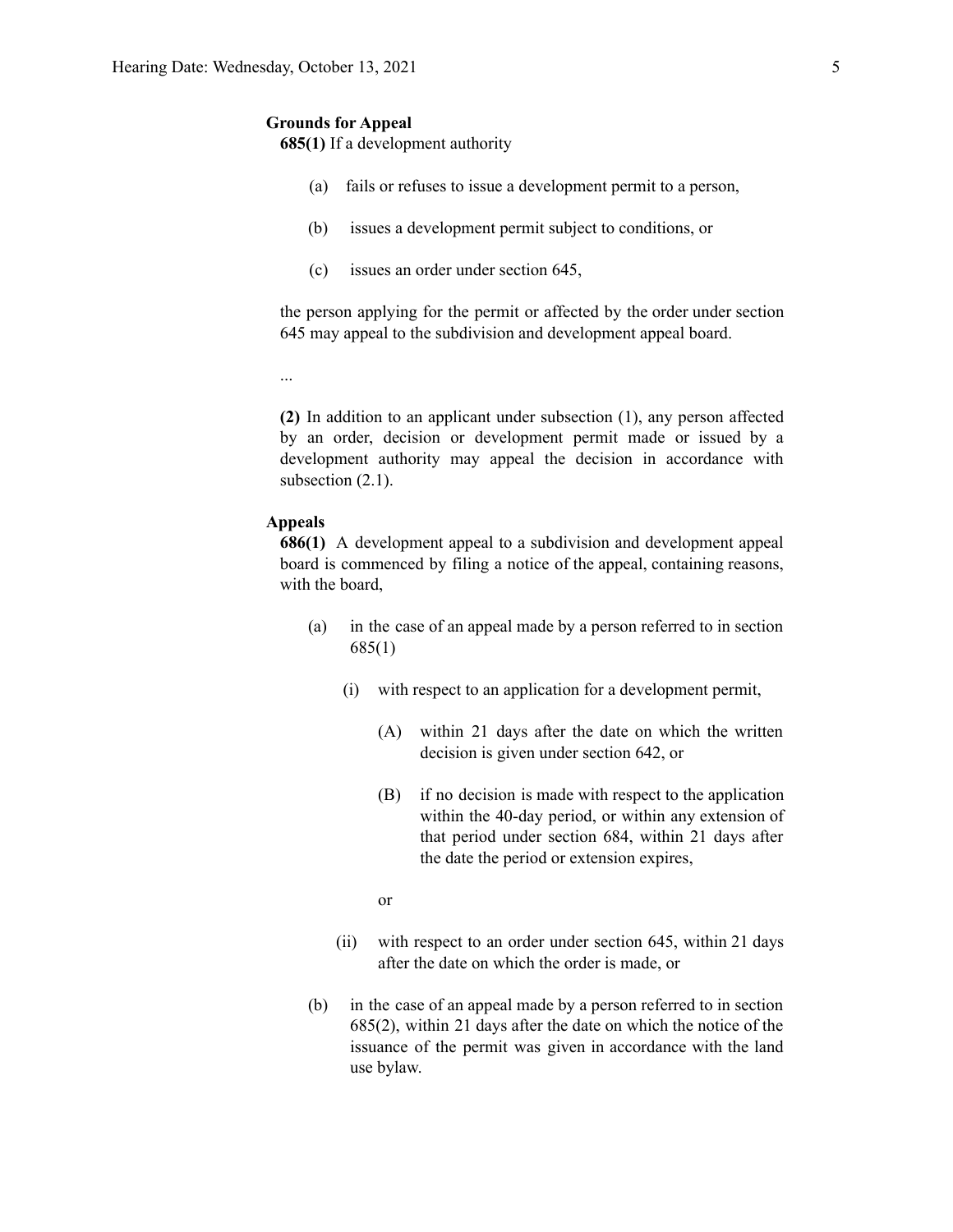**Grounds for Appeal**

**685(1)** If a development authority

(a) fails or refuses to issue a development permit to a person,

(b) issues a development permit subject to conditions, or

(c) issues an order under section 645,

the person applying for the permit or affected by the order under section 645 may appeal to the subdivision and development appeal board.

...

**(2)** In addition to an applicant under subsection (1), any person affected by an order, decision or development permit made or issued by a development authority may appeal the decision in accordance with subsection (2.1).

**Appeals**

**686(1)** A development appeal to a subdivision and development appeal board is commenced by filing a notice of the appeal, containing reasons, with the board,

(a) in the case of an appeal made by a person referred to in section 685(1)

(i) with respect to an application for a development permit,

(A) within 21 days after the date on which the written decision is given under section 642, or

(B) if no decision is made with respect to the application within the 40-day period, or within any extension of that period under section 684, within 21 days after the date the period or extension expires,

or

(ii) with respect to an order under section 645, within 21 days after the date on which the order is made, or

(b) in the case of an appeal made by a person referred to in section 685(2), within 21 days after the date on which the notice of the issuance of the permit was given in accordance with the land use bylaw.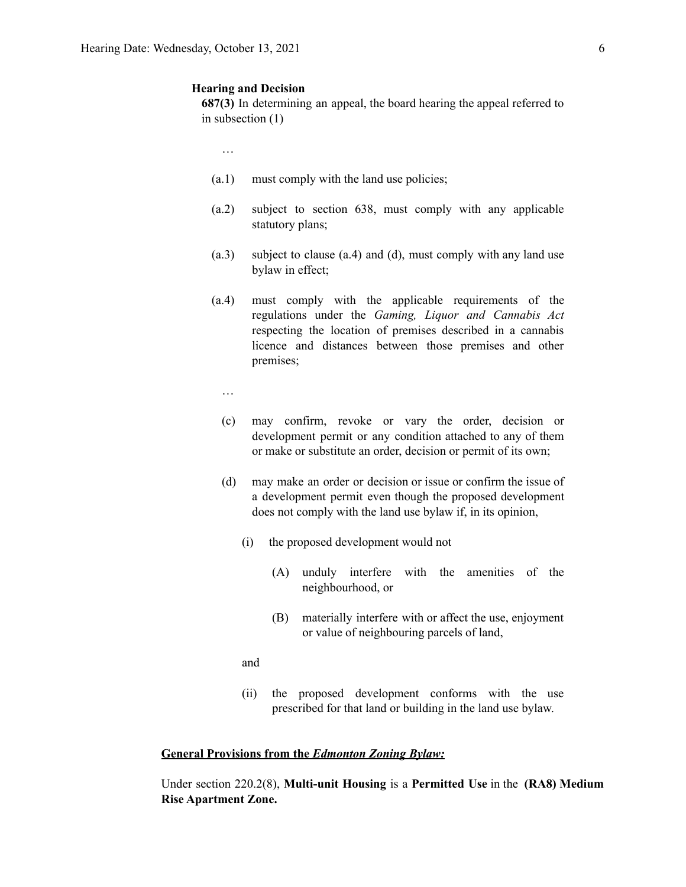**Hearing and Decision**

**687(3)** In determining an appeal, the board hearing the appeal referred to in subsection (1)

…

(a.1) must comply with the land use policies;

(a.2) subject to section 638, must comply with any applicable statutory plans;

(a.3) subject to clause (a.4) and (d), must comply with any land use bylaw in effect;

(a.4) must comply with the applicable requirements of the regulations under the *Gaming, Liquor and Cannabis Act* respecting the location of premises described in a cannabis licence and distances between those premises and other premises;

…

(c) may confirm, revoke or vary the order, decision or development permit or any condition attached to any of them or make or substitute an order, decision or permit of its own;

(d) may make an order or decision or issue or confirm the issue of a development permit even though the proposed development does not comply with the land use bylaw if, in its opinion,

(i) the proposed development would not

(A) unduly interfere with the amenities of the neighbourhood, or

(B) materially interfere with or affect the use, enjoyment or value of neighbouring parcels of land,

and

(ii) the proposed development conforms with the use prescribed for that land or building in the land use bylaw.

**General Provisions from the *Edmonton Zoning Bylaw:***

Under section 220.2(8), **Multi-unit Housing** is a **Permitted Use** in the **(RA8) Medium Rise Apartment Zone.**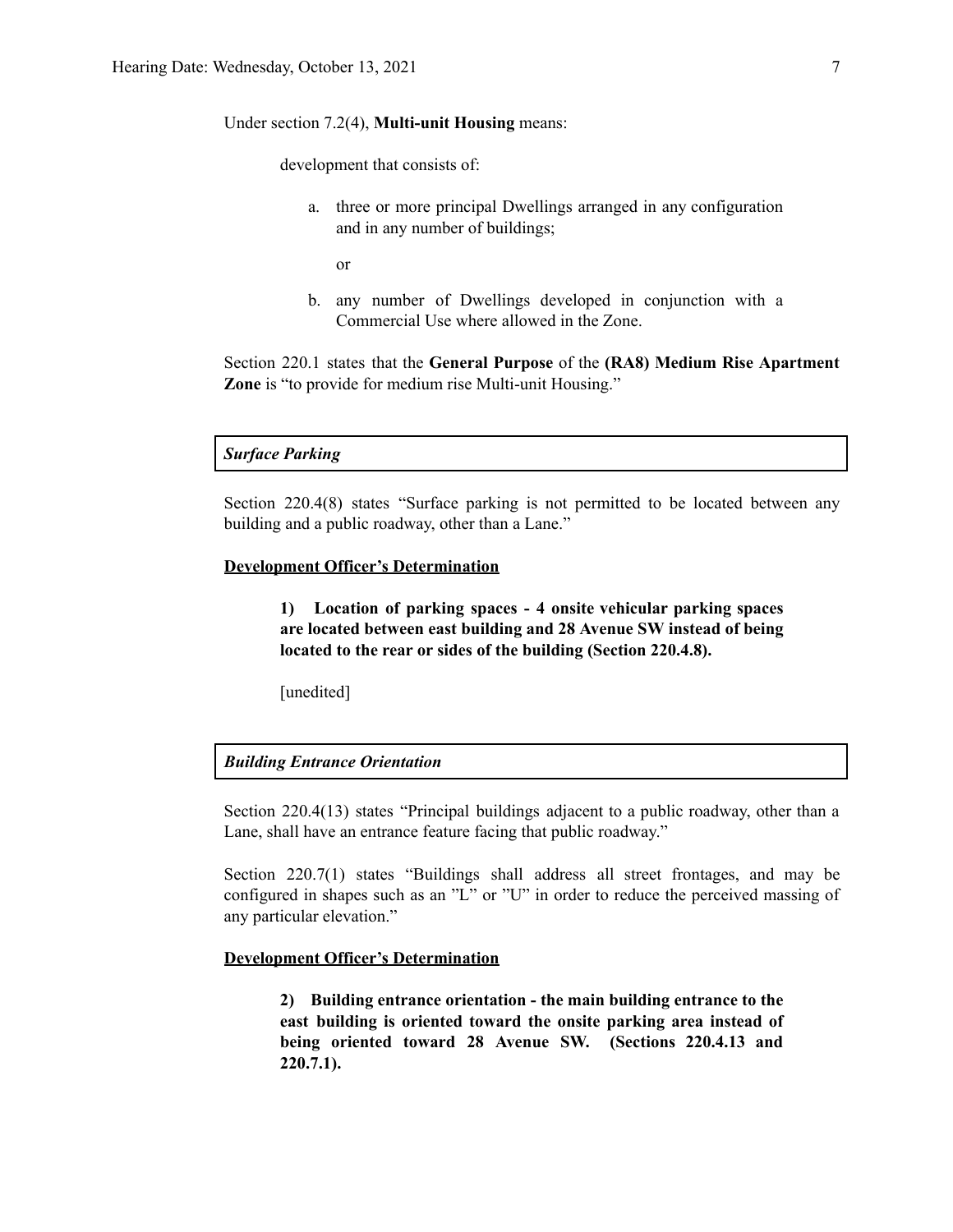Under section 7.2(4), **Multi-unit Housing** means:

> development that consists of:
>
> a. three or more principal Dwellings arranged in any configuration and in any number of buildings;
>
> or
>
> b. any number of Dwellings developed in conjunction with a Commercial Use where allowed in the Zone.

Section 220.1 states that the **General Purpose** of the **(RA8) Medium Rise Apartment Zone** is "to provide for medium rise Multi-unit Housing."

***Surface Parking***

Section 220.4(8) states "Surface parking is not permitted to be located between any building and a public roadway, other than a Lane."

**Development Officer's Determination**

> **1) Location of parking spaces - 4 onsite vehicular parking spaces are located between east building and 28 Avenue SW instead of being located to the rear or sides of the building (Section 220.4.8).**
>
> [unedited]

***Building Entrance Orientation***

Section 220.4(13) states "Principal buildings adjacent to a public roadway, other than a Lane, shall have an entrance feature facing that public roadway."

Section 220.7(1) states "Buildings shall address all street frontages, and may be configured in shapes such as an "L" or "U" in order to reduce the perceived massing of any particular elevation."

**Development Officer's Determination**

> **2) Building entrance orientation - the main building entrance to the east building is oriented toward the onsite parking area instead of being oriented toward 28 Avenue SW. (Sections 220.4.13 and 220.7.1).**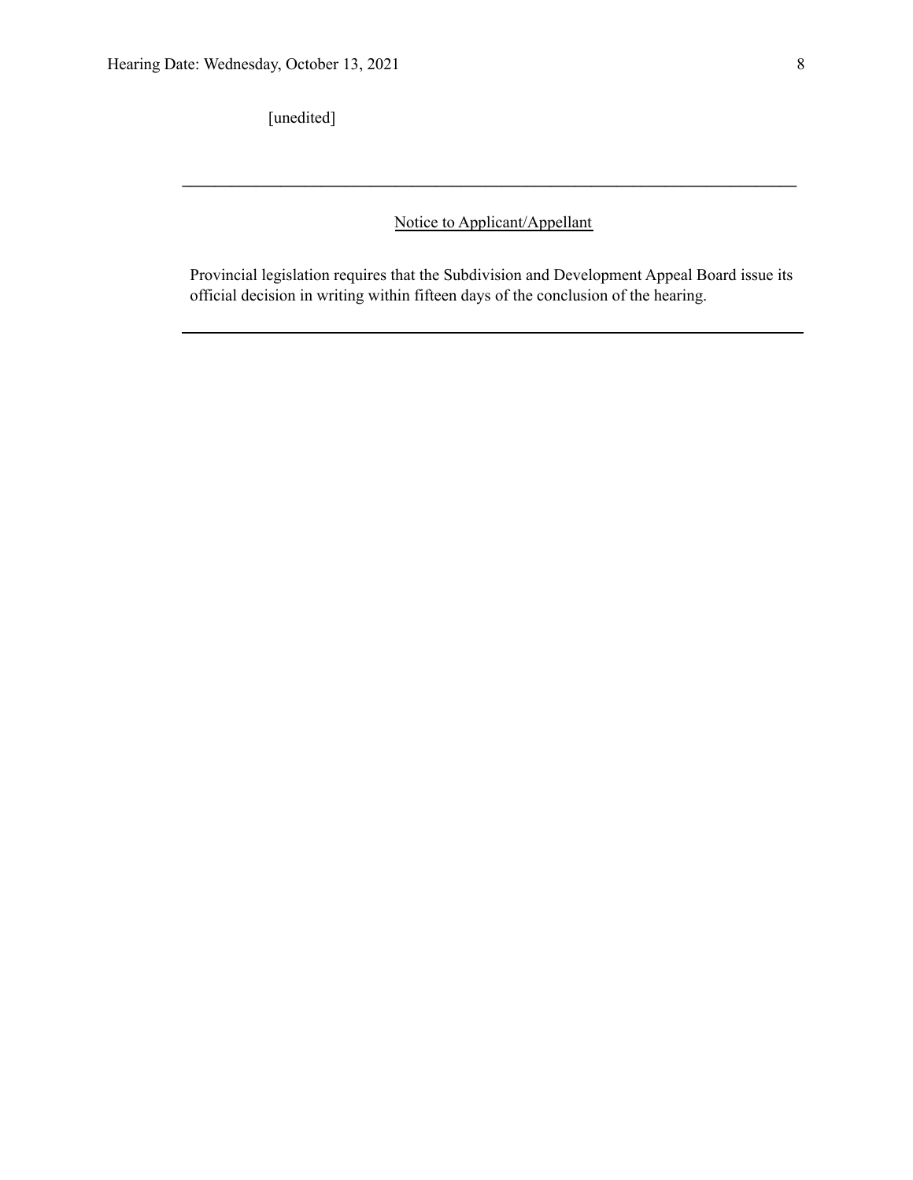[unedited]

---

<u>Notice to Applicant/Appellant</u>

Provincial legislation requires that the Subdivision and Development Appeal Board issue its official decision in writing within fifteen days of the conclusion of the hearing.

---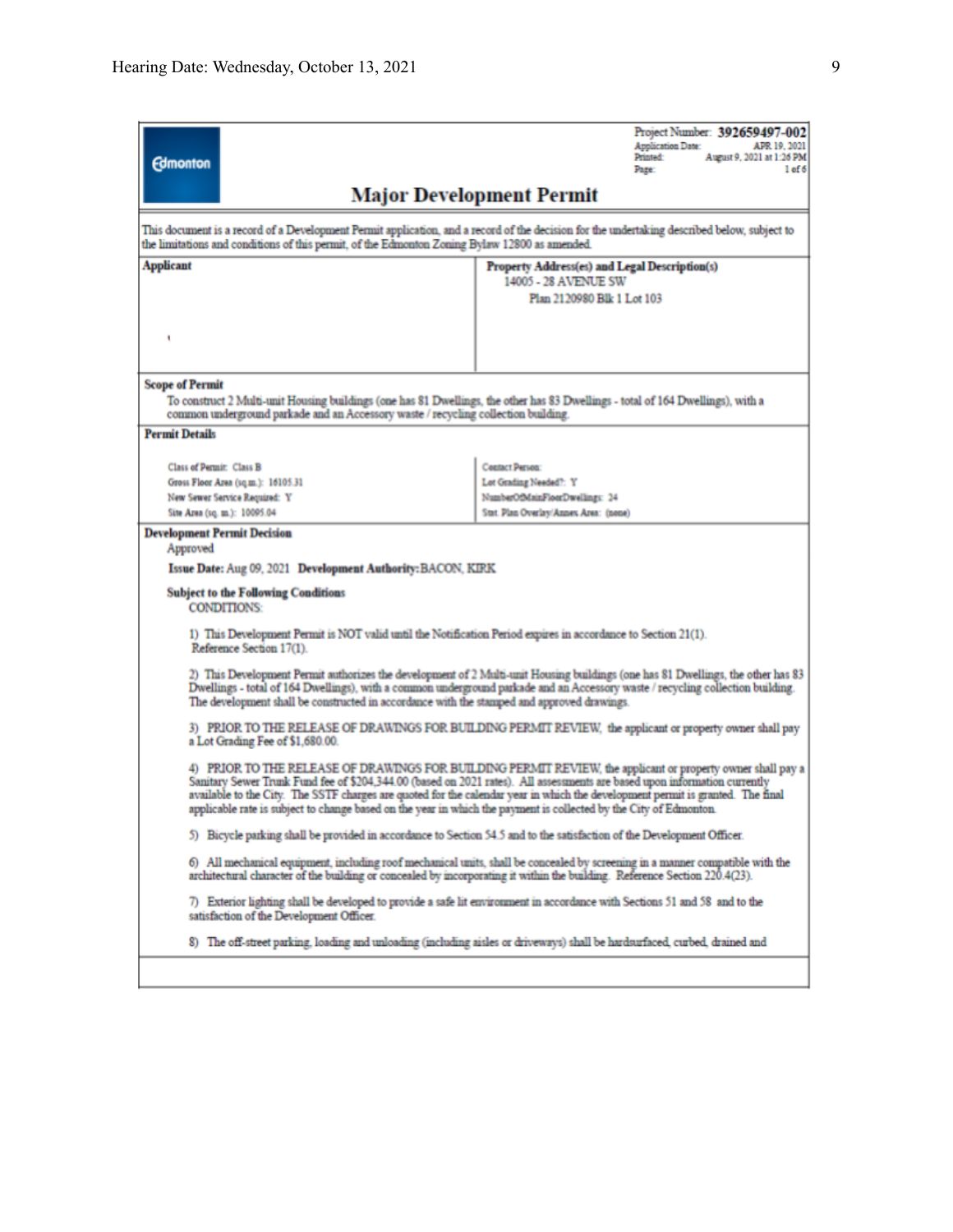Project Number: **392659497-002**
Application Date: APR 19, 2021
Printed: August 9, 2021 at 1:26 PM
Page: 1 of 6

Edmonton

# Major Development Permit

This document is a record of a Development Permit application, and a record of the decision for the undertaking described below, subject to the limitations and conditions of this permit, of the Edmonton Zoning Bylaw 12800 as amended.

| **Applicant** | **Property Address(es) and Legal Description(s)** |
|---|---|
| , | 14005 - 28 AVENUE SW<br>Plan 2120980 Blk 1 Lot 103 |

**Scope of Permit**

To construct 2 Multi-unit Housing buildings (one has 81 Dwellings, the other has 83 Dwellings - total of 164 Dwellings), with a common underground parkade and an Accessory waste / recycling collection building.

**Permit Details**

| | |
|---|---|
| Class of Permit: Class B | Contact Person: |
| Gross Floor Area (sq.m.): 16105.31 | Lot Grading Needed?: Y |
| New Sewer Service Required: Y | NumberOfMainFloorDwellings: 24 |
| Site Area (sq. m.): 10095.04 | Stat. Plan Overlay/Annex Area: (none) |

**Development Permit Decision**

Approved

**Issue Date:** Aug 09, 2021 **Development Authority:** BACON, KIRK

**Subject to the Following Conditions**

CONDITIONS:

1) This Development Permit is NOT valid until the Notification Period expires in accordance to Section 21(1). Reference Section 17(1).

2) This Development Permit authorizes the development of 2 Multi-unit Housing buildings (one has 81 Dwellings, the other has 83 Dwellings - total of 164 Dwellings), with a common underground parkade and an Accessory waste / recycling collection building. The development shall be constructed in accordance with the stamped and approved drawings.

3) PRIOR TO THE RELEASE OF DRAWINGS FOR BUILDING PERMIT REVIEW, the applicant or property owner shall pay a Lot Grading Fee of $1,680.00.

4) PRIOR TO THE RELEASE OF DRAWINGS FOR BUILDING PERMIT REVIEW, the applicant or property owner shall pay a Sanitary Sewer Trunk Fund fee of $204,344.00 (based on 2021 rates). All assessments are based upon information currently available to the City. The SSTF charges are quoted for the calendar year in which the development permit is granted. The final applicable rate is subject to change based on the year in which the payment is collected by the City of Edmonton.

5) Bicycle parking shall be provided in accordance to Section 54.5 and to the satisfaction of the Development Officer.

6) All mechanical equipment, including roof mechanical units, shall be concealed by screening in a manner compatible with the architectural character of the building or concealed by incorporating it within the building. Reference Section 220.4(23).

7) Exterior lighting shall be developed to provide a safe lit environment in accordance with Sections 51 and 58 and to the satisfaction of the Development Officer.

8) The off-street parking, loading and unloading (including aisles or driveways) shall be hardsurfaced, curbed, drained and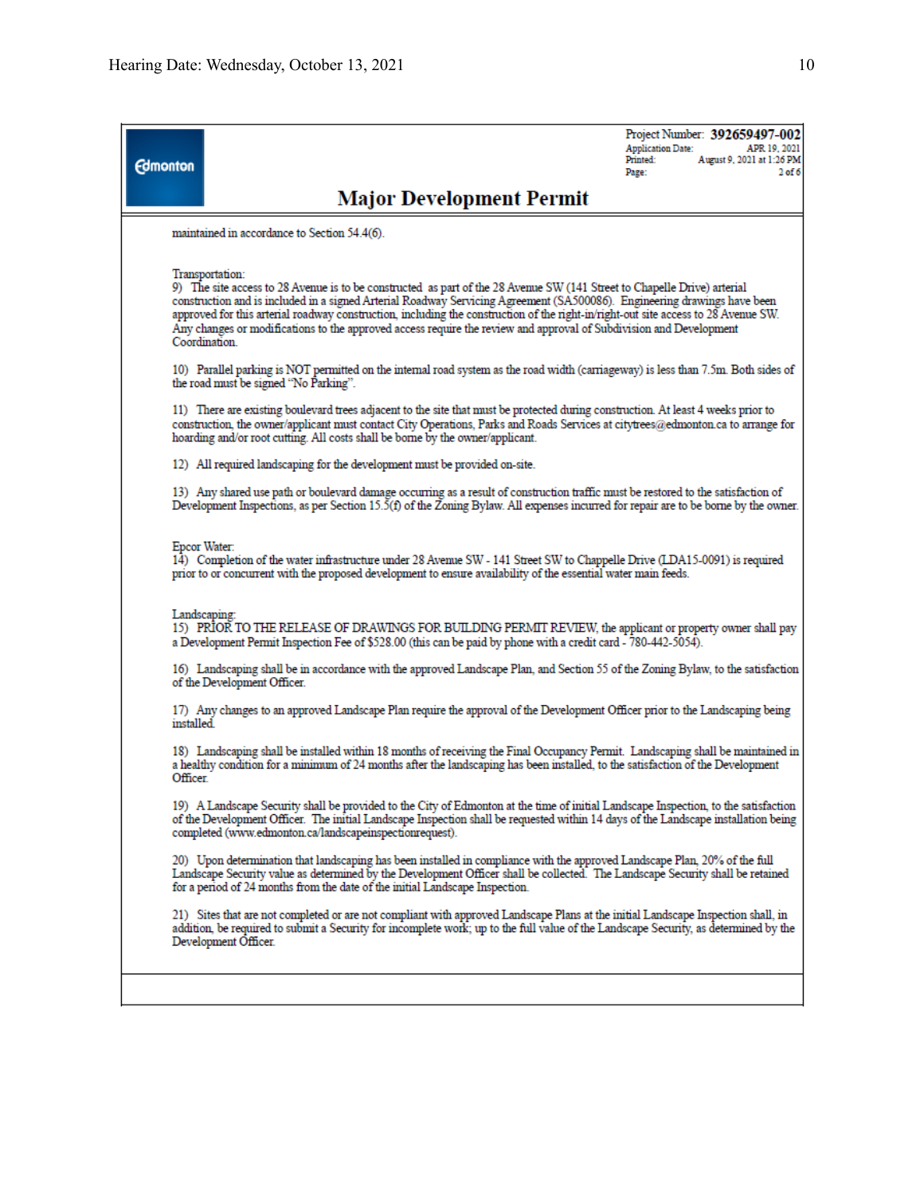Project Number: **392659497-002**
Application Date: APR 19, 2021
Printed: August 9, 2021 at 1:26 PM
Page: 2 of 6

# Major Development Permit

maintained in accordance to Section 54.4(6).

Transportation:
9) The site access to 28 Avenue is to be constructed as part of the 28 Avenue SW (141 Street to Chapelle Drive) arterial construction and is included in a signed Arterial Roadway Servicing Agreement (SA500086). Engineering drawings have been approved for this arterial roadway construction, including the construction of the right-in/right-out site access to 28 Avenue SW. Any changes or modifications to the approved access require the review and approval of Subdivision and Development Coordination.

10) Parallel parking is NOT permitted on the internal road system as the road width (carriageway) is less than 7.5m. Both sides of the road must be signed "No Parking".

11) There are existing boulevard trees adjacent to the site that must be protected during construction. At least 4 weeks prior to construction, the owner/applicant must contact City Operations, Parks and Roads Services at citytrees@edmonton.ca to arrange for hoarding and/or root cutting. All costs shall be borne by the owner/applicant.

12) All required landscaping for the development must be provided on-site.

13) Any shared use path or boulevard damage occurring as a result of construction traffic must be restored to the satisfaction of Development Inspections, as per Section 15.5(f) of the Zoning Bylaw. All expenses incurred for repair are to be borne by the owner.

Epcor Water:
14) Completion of the water infrastructure under 28 Avenue SW - 141 Street SW to Chappelle Drive (LDA15-0091) is required prior to or concurrent with the proposed development to ensure availability of the essential water main feeds.

Landscaping:
15) PRIOR TO THE RELEASE OF DRAWINGS FOR BUILDING PERMIT REVIEW, the applicant or property owner shall pay a Development Permit Inspection Fee of $528.00 (this can be paid by phone with a credit card - 780-442-5054).

16) Landscaping shall be in accordance with the approved Landscape Plan, and Section 55 of the Zoning Bylaw, to the satisfaction of the Development Officer.

17) Any changes to an approved Landscape Plan require the approval of the Development Officer prior to the Landscaping being installed.

18) Landscaping shall be installed within 18 months of receiving the Final Occupancy Permit. Landscaping shall be maintained in a healthy condition for a minimum of 24 months after the landscaping has been installed, to the satisfaction of the Development Officer.

19) A Landscape Security shall be provided to the City of Edmonton at the time of initial Landscape Inspection, to the satisfaction of the Development Officer. The initial Landscape Inspection shall be requested within 14 days of the Landscape installation being completed (www.edmonton.ca/landscapeinspectionrequest).

20) Upon determination that landscaping has been installed in compliance with the approved Landscape Plan, 20% of the full Landscape Security value as determined by the Development Officer shall be collected. The Landscape Security shall be retained for a period of 24 months from the date of the initial Landscape Inspection.

21) Sites that are not completed or are not compliant with approved Landscape Plans at the initial Landscape Inspection shall, in addition, be required to submit a Security for incomplete work; up to the full value of the Landscape Security, as determined by the Development Officer.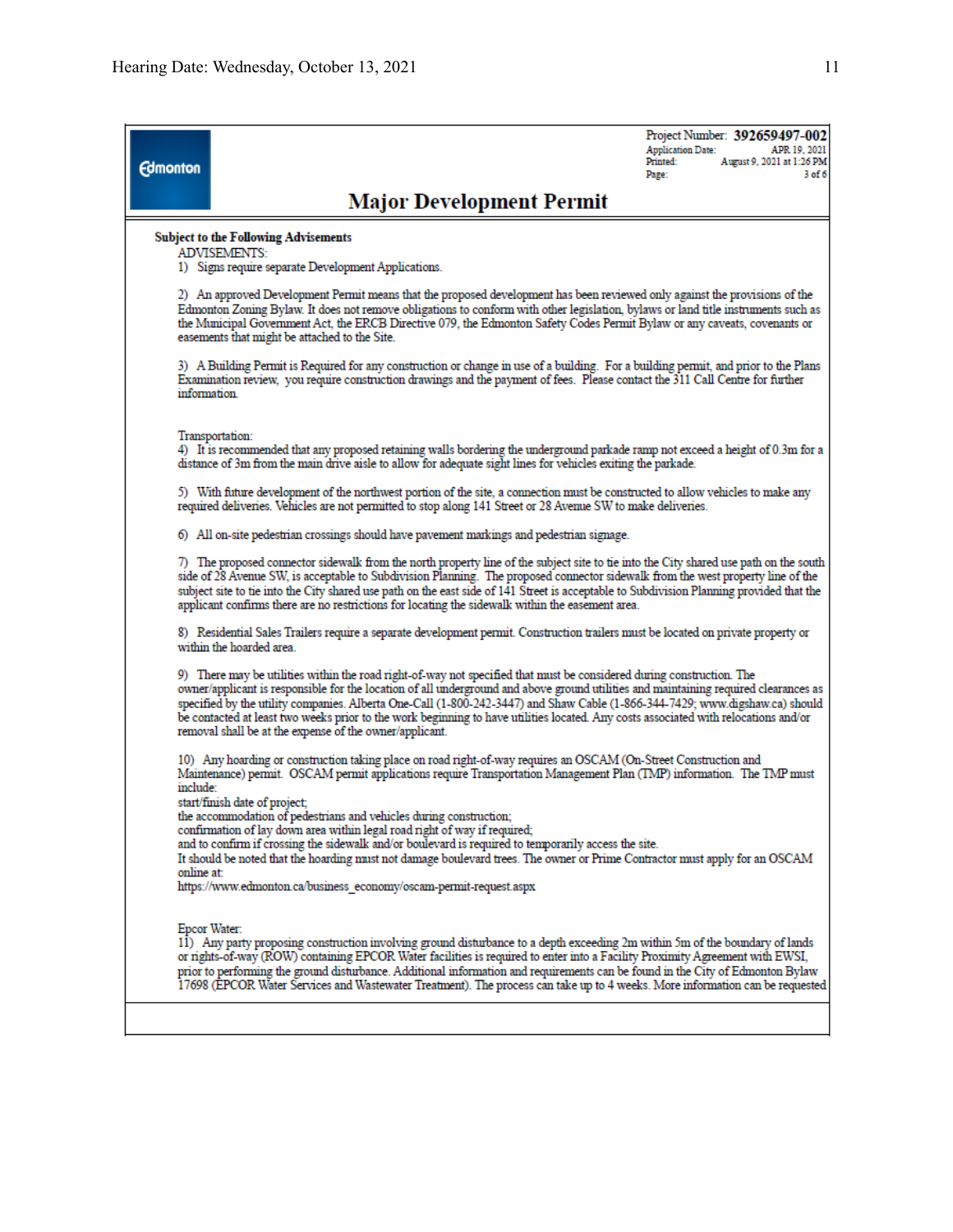Project Number: **392659497-002**
Application Date: APR 19, 2021
Printed: August 9, 2021 at 1:26 PM

# Major Development Permit

**Subject to the Following Advisements**

ADVISEMENTS:

1) Signs require separate Development Applications.

2) An approved Development Permit means that the proposed development has been reviewed only against the provisions of the Edmonton Zoning Bylaw. It does not remove obligations to conform with other legislation, bylaws or land title instruments such as the Municipal Government Act, the ERCB Directive 079, the Edmonton Safety Codes Permit Bylaw or any caveats, covenants or easements that might be attached to the Site.

3) A Building Permit is Required for any construction or change in use of a building. For a building permit, and prior to the Plans Examination review, you require construction drawings and the payment of fees. Please contact the 311 Call Centre for further information.

Transportation:

4) It is recommended that any proposed retaining walls bordering the underground parkade ramp not exceed a height of 0.3m for a distance of 3m from the main drive aisle to allow for adequate sight lines for vehicles exiting the parkade.

5) With future development of the northwest portion of the site, a connection must be constructed to allow vehicles to make any required deliveries. Vehicles are not permitted to stop along 141 Street or 28 Avenue SW to make deliveries.

6) All on-site pedestrian crossings should have pavement markings and pedestrian signage.

7) The proposed connector sidewalk from the north property line of the subject site to tie into the City shared use path on the south side of 28 Avenue SW, is acceptable to Subdivision Planning. The proposed connector sidewalk from the west property line of the subject site to tie into the City shared use path on the east side of 141 Street is acceptable to Subdivision Planning provided that the applicant confirms there are no restrictions for locating the sidewalk within the easement area.

8) Residential Sales Trailers require a separate development permit. Construction trailers must be located on private property or within the hoarded area.

9) There may be utilities within the road right-of-way not specified that must be considered during construction. The owner/applicant is responsible for the location of all underground and above ground utilities and maintaining required clearances as specified by the utility companies. Alberta One-Call (1-800-242-3447) and Shaw Cable (1-866-344-7429; www.digshaw.ca) should be contacted at least two weeks prior to the work beginning to have utilities located. Any costs associated with relocations and/or removal shall be at the expense of the owner/applicant.

10) Any hoarding or construction taking place on road right-of-way requires an OSCAM (On-Street Construction and Maintenance) permit. OSCAM permit applications require Transportation Management Plan (TMP) information. The TMP must include:
start/finish date of project;
the accommodation of pedestrians and vehicles during construction;
confirmation of lay down area within legal road right of way if required;
and to confirm if crossing the sidewalk and/or boulevard is required to temporarily access the site.
It should be noted that the hoarding must not damage boulevard trees. The owner or Prime Contractor must apply for an OSCAM online at:
https://www.edmonton.ca/business_economy/oscam-permit-request.aspx

Epcor Water:

11) Any party proposing construction involving ground disturbance to a depth exceeding 2m within 5m of the boundary of lands or rights-of-way (ROW) containing EPCOR Water facilities is required to enter into a Facility Proximity Agreement with EWSI, prior to performing the ground disturbance. Additional information and requirements can be found in the City of Edmonton Bylaw 17698 (EPCOR Water Services and Wastewater Treatment). The process can take up to 4 weeks. More information can be requested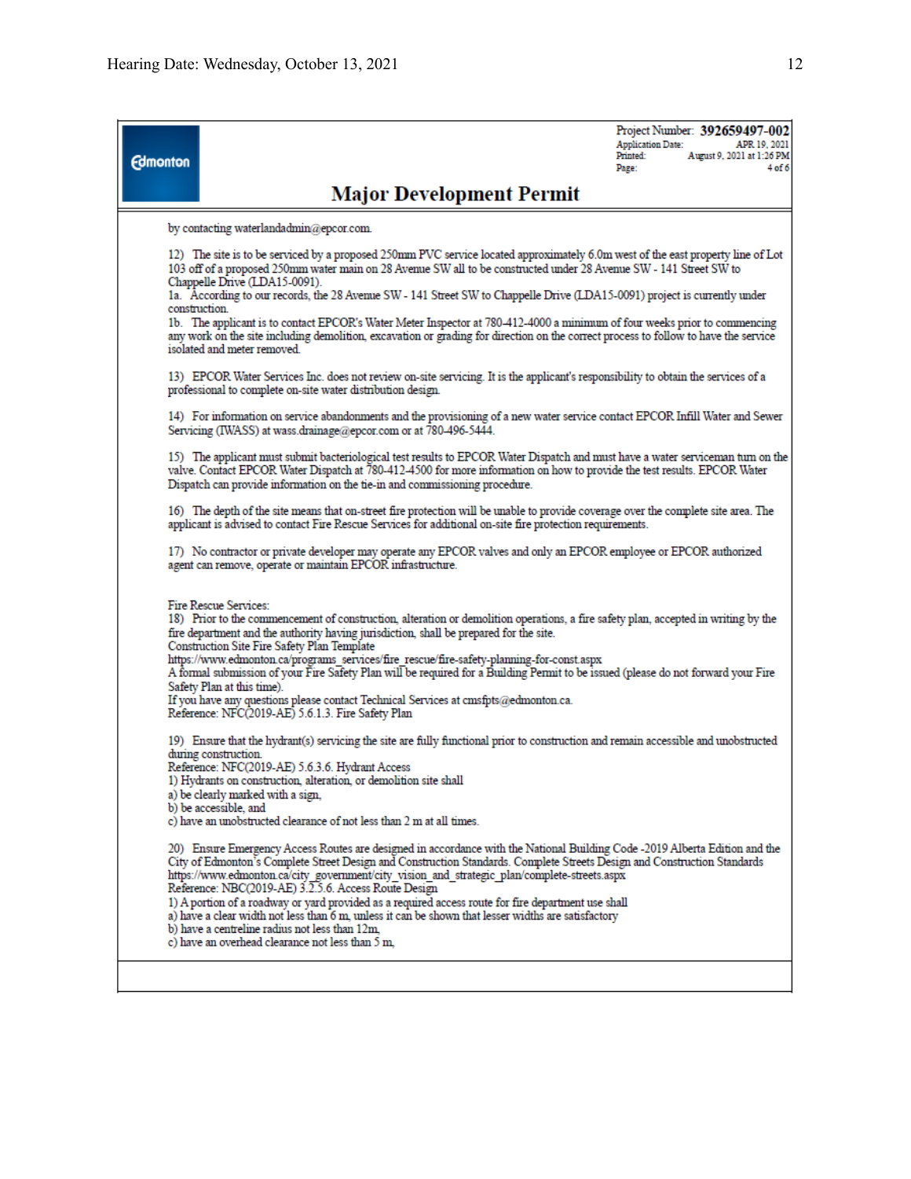Project Number: **392659497-002**
Application Date: APR 19, 2021
Printed: August 9, 2021 at 1:26 PM
Page: 4 of 6

## Major Development Permit

by contacting waterlandadmin@epcor.com.

12) The site is to be serviced by a proposed 250mm PVC service located approximately 6.0m west of the east property line of Lot 103 off of a proposed 250mm water main on 28 Avenue SW all to be constructed under 28 Avenue SW - 141 Street SW to Chappelle Drive (LDA15-0091).
1a. According to our records, the 28 Avenue SW - 141 Street SW to Chappelle Drive (LDA15-0091) project is currently under construction.
1b. The applicant is to contact EPCOR's Water Meter Inspector at 780-412-4000 a minimum of four weeks prior to commencing any work on the site including demolition, excavation or grading for direction on the correct process to follow to have the service isolated and meter removed.

13) EPCOR Water Services Inc. does not review on-site servicing. It is the applicant's responsibility to obtain the services of a professional to complete on-site water distribution design.

14) For information on service abandonments and the provisioning of a new water service contact EPCOR Infill Water and Sewer Servicing (IWASS) at wass.drainage@epcor.com or at 780-496-5444.

15) The applicant must submit bacteriological test results to EPCOR Water Dispatch and must have a water serviceman turn on the valve. Contact EPCOR Water Dispatch at 780-412-4500 for more information on how to provide the test results. EPCOR Water Dispatch can provide information on the tie-in and commissioning procedure.

16) The depth of the site means that on-street fire protection will be unable to provide coverage over the complete site area. The applicant is advised to contact Fire Rescue Services for additional on-site fire protection requirements.

17) No contractor or private developer may operate any EPCOR valves and only an EPCOR employee or EPCOR authorized agent can remove, operate or maintain EPCOR infrastructure.

Fire Rescue Services:
18) Prior to the commencement of construction, alteration or demolition operations, a fire safety plan, accepted in writing by the fire department and the authority having jurisdiction, shall be prepared for the site.
Construction Site Fire Safety Plan Template
https://www.edmonton.ca/programs_services/fire_rescue/fire-safety-planning-for-const.aspx
A formal submission of your Fire Safety Plan will be required for a Building Permit to be issued (please do not forward your Fire Safety Plan at this time).
If you have any questions please contact Technical Services at cmsfpts@edmonton.ca.
Reference: NFC(2019-AE) 5.6.1.3. Fire Safety Plan

19) Ensure that the hydrant(s) servicing the site are fully functional prior to construction and remain accessible and unobstructed during construction.
Reference: NFC(2019-AE) 5.6.3.6. Hydrant Access
1) Hydrants on construction, alteration, or demolition site shall
a) be clearly marked with a sign,
b) be accessible, and
c) have an unobstructed clearance of not less than 2 m at all times.

20) Ensure Emergency Access Routes are designed in accordance with the National Building Code -2019 Alberta Edition and the City of Edmonton's Complete Street Design and Construction Standards. Complete Streets Design and Construction Standards
https://www.edmonton.ca/city_government/city_vision_and_strategic_plan/complete-streets.aspx
Reference: NBC(2019-AE) 3.2.5.6. Access Route Design
1) A portion of a roadway or yard provided as a required access route for fire department use shall
a) have a clear width not less than 6 m, unless it can be shown that lesser widths are satisfactory
b) have a centreline radius not less than 12m,
c) have an overhead clearance not less than 5 m,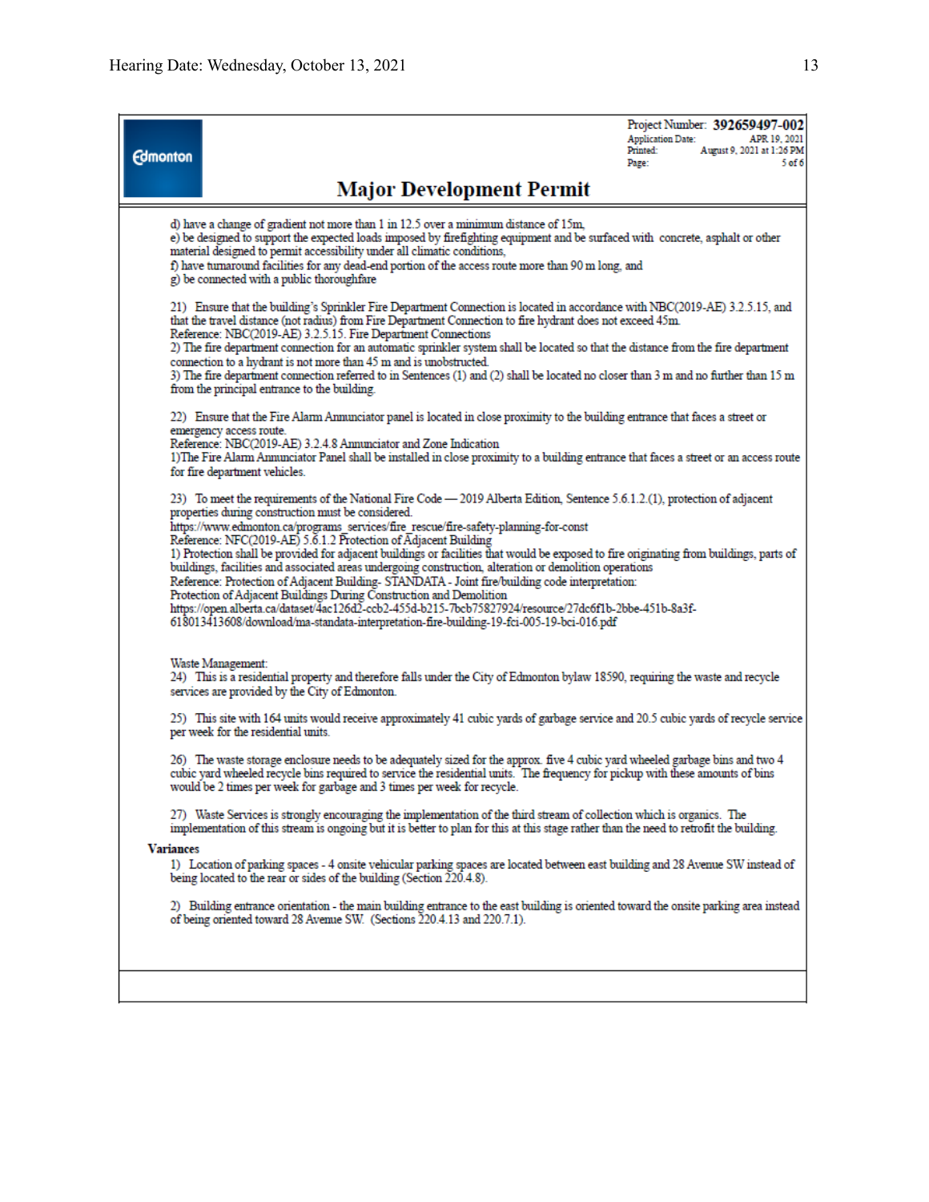Project Number: **392659497-002**
Application Date: APR 19, 2021
Printed: August 9, 2021 at 1:26 PM

# Major Development Permit

d) have a change of gradient not more than 1 in 12.5 over a minimum distance of 15m,
e) be designed to support the expected loads imposed by firefighting equipment and be surfaced with concrete, asphalt or other material designed to permit accessibility under all climatic conditions,
f) have turnaround facilities for any dead-end portion of the access route more than 90 m long, and
g) be connected with a public thoroughfare

21) Ensure that the building's Sprinkler Fire Department Connection is located in accordance with NBC(2019-AE) 3.2.5.15, and that the travel distance (not radius) from Fire Department Connection to fire hydrant does not exceed 45m.
Reference: NBC(2019-AE) 3.2.5.15. Fire Department Connections
2) The fire department connection for an automatic sprinkler system shall be located so that the distance from the fire department connection to a hydrant is not more than 45 m and is unobstructed.
3) The fire department connection referred to in Sentences (1) and (2) shall be located no closer than 3 m and no further than 15 m from the principal entrance to the building.

22) Ensure that the Fire Alarm Annunciator panel is located in close proximity to the building entrance that faces a street or emergency access route.
Reference: NBC(2019-AE) 3.2.4.8 Annunciator and Zone Indication
1)The Fire Alarm Annunciator Panel shall be installed in close proximity to a building entrance that faces a street or an access route for fire department vehicles.

23) To meet the requirements of the National Fire Code — 2019 Alberta Edition, Sentence 5.6.1.2.(1), protection of adjacent properties during construction must be considered.
https://www.edmonton.ca/programs_services/fire_rescue/fire-safety-planning-for-const
Reference: NFC(2019-AE) 5.6.1.2 Protection of Adjacent Building
1) Protection shall be provided for adjacent buildings or facilities that would be exposed to fire originating from buildings, parts of buildings, facilities and associated areas undergoing construction, alteration or demolition operations
Reference: Protection of Adjacent Building- STANDATA - Joint fire/building code interpretation:
Protection of Adjacent Buildings During Construction and Demolition
https://open.alberta.ca/dataset/4ac126d2-ccb2-455d-b215-7bcb75827924/resource/27dc6f1b-2bbe-451b-8a3f-618013413608/download/ma-standata-interpretation-fire-building-19-fci-005-19-bci-016.pdf

Waste Management:
24) This is a residential property and therefore falls under the City of Edmonton bylaw 18590, requiring the waste and recycle services are provided by the City of Edmonton.

25) This site with 164 units would receive approximately 41 cubic yards of garbage service and 20.5 cubic yards of recycle service per week for the residential units.

26) The waste storage enclosure needs to be adequately sized for the approx. five 4 cubic yard wheeled garbage bins and two 4 cubic yard wheeled recycle bins required to service the residential units. The frequency for pickup with these amounts of bins would be 2 times per week for garbage and 3 times per week for recycle.

27) Waste Services is strongly encouraging the implementation of the third stream of collection which is organics. The implementation of this stream is ongoing but it is better to plan for this at this stage rather than the need to retrofit the building.

**Variances**

1) Location of parking spaces - 4 onsite vehicular parking spaces are located between east building and 28 Avenue SW instead of being located to the rear or sides of the building (Section 220.4.8).

2) Building entrance orientation - the main building entrance to the east building is oriented toward the onsite parking area instead of being oriented toward 28 Avenue SW. (Sections 220.4.13 and 220.7.1).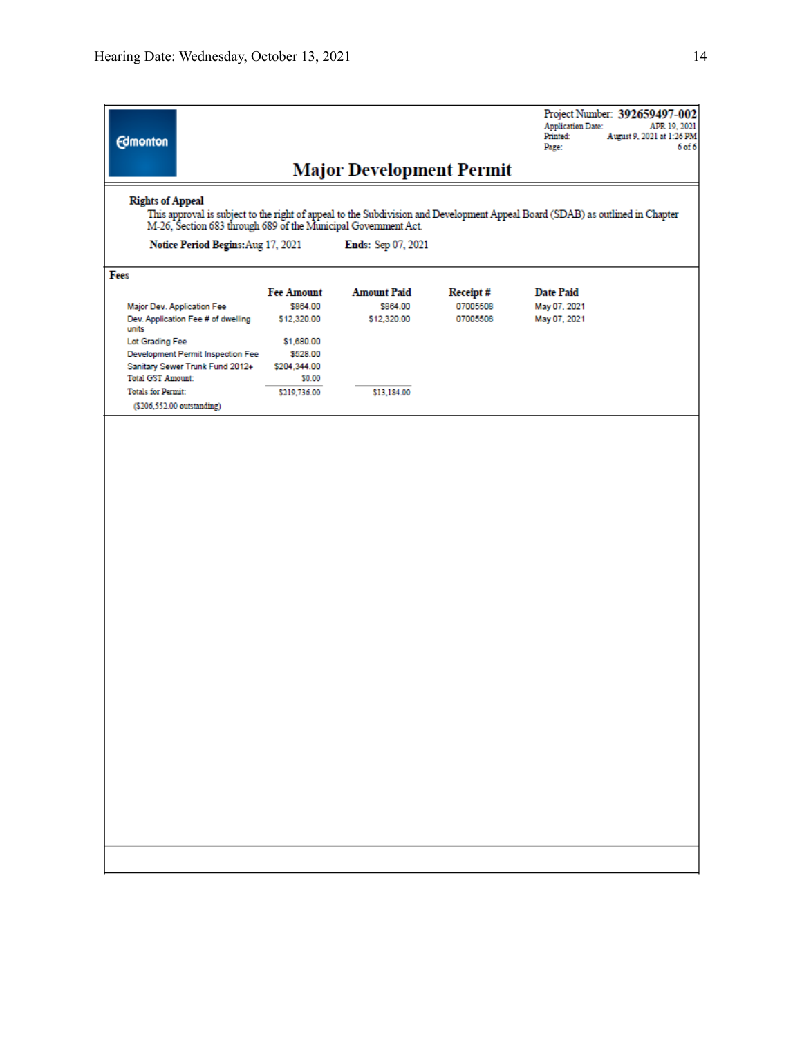Project Number: **392659497-002**
Application Date: APR 19, 2021
Printed: August 9, 2021 at 1:26 PM
Page: 6 of 6

Edmonton

# Major Development Permit

**Rights of Appeal**

This approval is subject to the right of appeal to the Subdivision and Development Appeal Board (SDAB) as outlined in Chapter M-26, Section 683 through 689 of the Municipal Government Act.

**Notice Period Begins:** Aug 17, 2021 **Ends:** Sep 07, 2021

**Fees**

| | Fee Amount | Amount Paid | Receipt # | Date Paid |
|---|---|---|---|---|
| Major Dev. Application Fee | $864.00 | $864.00 | 07005508 | May 07, 2021 |
| Dev. Application Fee # of dwelling units | $12,320.00 | $12,320.00 | 07005508 | May 07, 2021 |
| Lot Grading Fee | $1,680.00 | | | |
| Development Permit Inspection Fee | $528.00 | | | |
| Sanitary Sewer Trunk Fund 2012+ | $204,344.00 | | | |
| Total GST Amount: | $0.00 | | | |
| Totals for Permit: | $219,736.00 | $13,184.00 | | |
| ($206,552.00 outstanding) | | | | |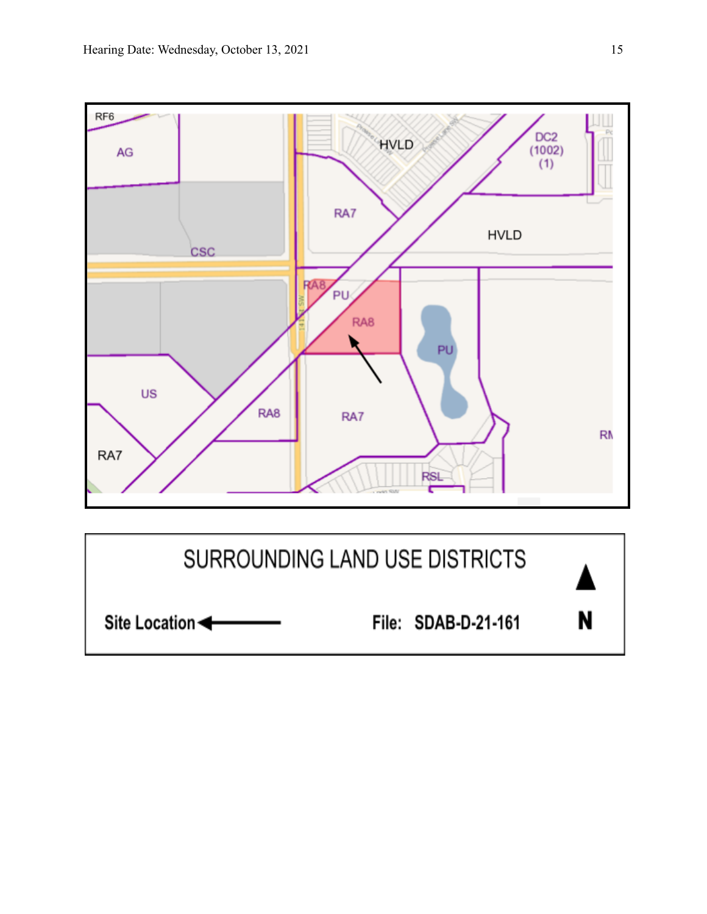RF6

AG

CSC

HVLD

DC2 (1002) (1)

RA7

HVLD

RA8

PU

RA8

141 ST SW

PU

US

RA8

RA7

RA7

RSL

RM

SURROUNDING LAND USE DISTRICTS

Site Location

File: SDAB-D-21-161

N